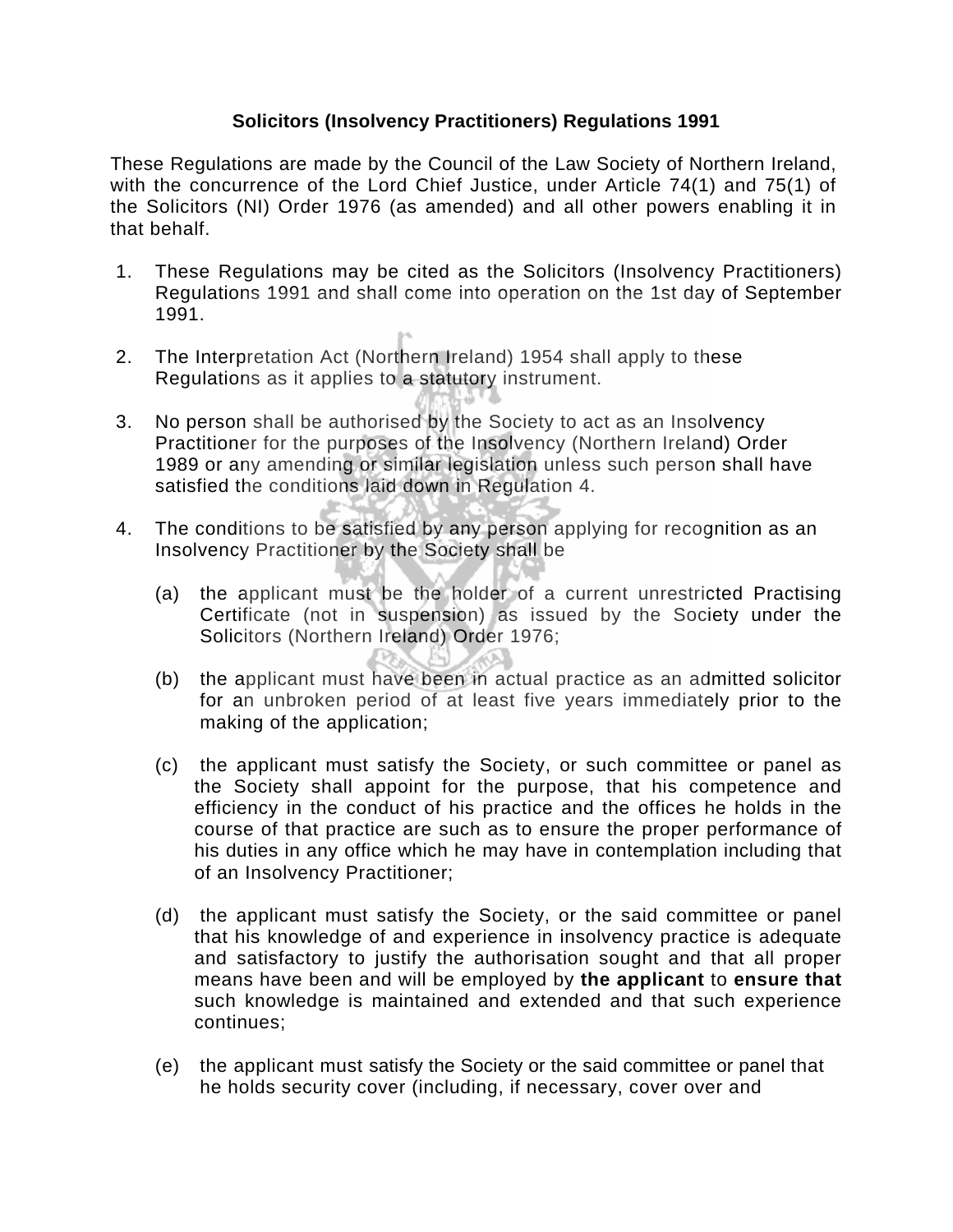# Solicitors (Insolvency Practitioners) Regulations 1991

These Regulations are made by the Council of the Law Society of Northern Ireland, with the concurrence of the Lord Chief Justice, under Article 74(1) and 75(1) of the Solicitors (NI) Order 1976 (as amended) and all other powers enabling it in that behalf.

1. These Regulations may be cited as the Solicitors (Insolvency Practitioners) Regulations 1991 and shall come into operation on the 1st day of September 1991.

2. The Interpretation Act (Northern Ireland) 1954 shall apply to these Regulations as it applies to a statutory instrument.

3. No person shall be authorised by the Society to act as an Insolvency Practitioner for the purposes of the Insolvency (Northern Ireland) Order 1989 or any amending or similar legislation unless such person shall have satisfied the conditions laid down in Regulation 4.

4. The conditions to be satisfied by any person applying for recognition as an Insolvency Practitioner by the Society shall be

   (a) the applicant must be the holder of a current unrestricted Practising Certificate (not in suspension) as issued by the Society under the Solicitors (Northern Ireland) Order 1976;

   (b) the applicant must have been in actual practice as an admitted solicitor for an unbroken period of at least five years immediately prior to the making of the application;

   (c) the applicant must satisfy the Society, or such committee or panel as the Society shall appoint for the purpose, that his competence and efficiency in the conduct of his practice and the offices he holds in the course of that practice are such as to ensure the proper performance of his duties in any office which he may have in contemplation including that of an Insolvency Practitioner;

   (d) the applicant must satisfy the Society, or the said committee or panel that his knowledge of and experience in insolvency practice is adequate and satisfactory to justify the authorisation sought and that all proper means have been and will be employed by **the applicant** to **ensure that** such knowledge is maintained and extended and that such experience continues;

   (e) the applicant must satisfy the Society or the said committee or panel that he holds security cover (including, if necessary, cover over and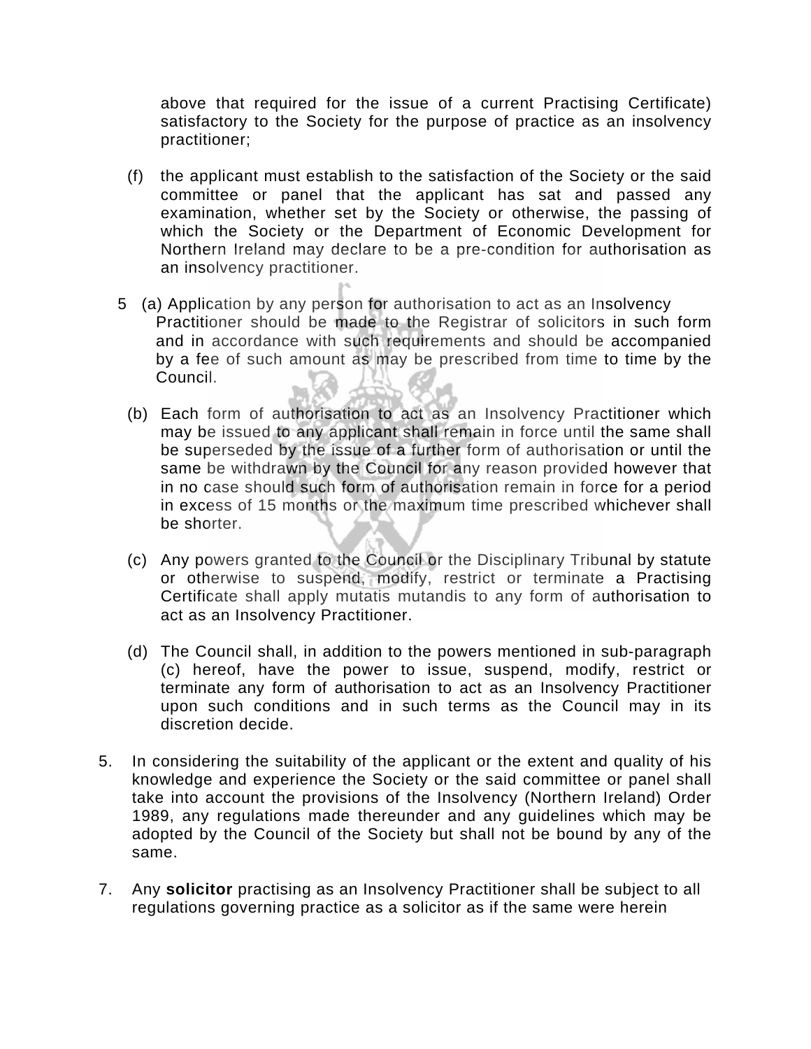above that required for the issue of a current Practising Certificate) satisfactory to the Society for the purpose of practice as an insolvency practitioner;

(f) the applicant must establish to the satisfaction of the Society or the said committee or panel that the applicant has sat and passed any examination, whether set by the Society or otherwise, the passing of which the Society or the Department of Economic Development for Northern Ireland may declare to be a pre-condition for authorisation as an insolvency practitioner.

5 (a) Application by any person for authorisation to act as an Insolvency Practitioner should be made to the Registrar of solicitors in such form and in accordance with such requirements and should be accompanied by a fee of such amount as may be prescribed from time to time by the Council.

(b) Each form of authorisation to act as an Insolvency Practitioner which may be issued to any applicant shall remain in force until the same shall be superseded by the issue of a further form of authorisation or until the same be withdrawn by the Council for any reason provided however that in no case should such form of authorisation remain in force for a period in excess of 15 months or the maximum time prescribed whichever shall be shorter.

(c) Any powers granted to the Council or the Disciplinary Tribunal by statute or otherwise to suspend, modify, restrict or terminate a Practising Certificate shall apply mutatis mutandis to any form of authorisation to act as an Insolvency Practitioner.

(d) The Council shall, in addition to the powers mentioned in sub-paragraph (c) hereof, have the power to issue, suspend, modify, restrict or terminate any form of authorisation to act as an Insolvency Practitioner upon such conditions and in such terms as the Council may in its discretion decide.

5. In considering the suitability of the applicant or the extent and quality of his knowledge and experience the Society or the said committee or panel shall take into account the provisions of the Insolvency (Northern Ireland) Order 1989, any regulations made thereunder and any guidelines which may be adopted by the Council of the Society but shall not be bound by any of the same.

7. Any **solicitor** practising as an Insolvency Practitioner shall be subject to all regulations governing practice as a solicitor as if the same were herein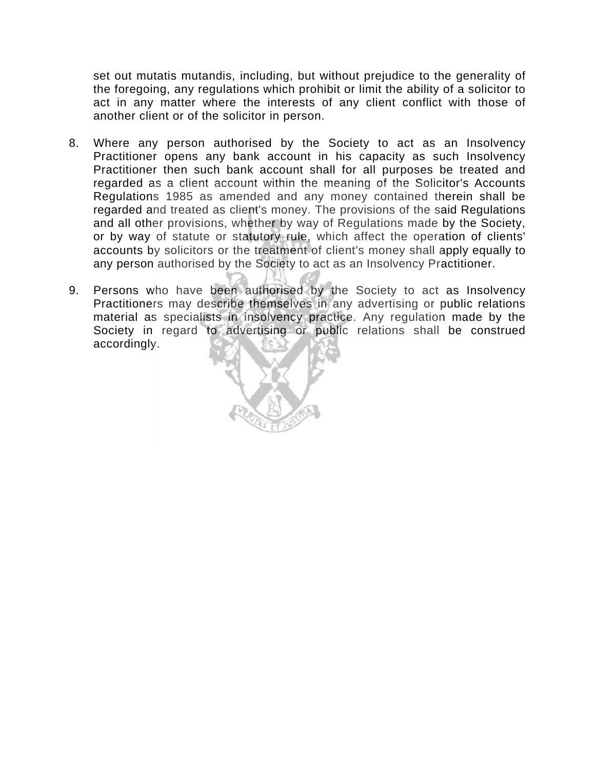set out mutatis mutandis, including, but without prejudice to the generality of the foregoing, any regulations which prohibit or limit the ability of a solicitor to act in any matter where the interests of any client conflict with those of another client or of the solicitor in person.

8. Where any person authorised by the Society to act as an Insolvency Practitioner opens any bank account in his capacity as such Insolvency Practitioner then such bank account shall for all purposes be treated and regarded as a client account within the meaning of the Solicitor's Accounts Regulations 1985 as amended and any money contained therein shall be regarded and treated as client's money. The provisions of the said Regulations and all other provisions, whether by way of Regulations made by the Society, or by way of statute or statutory rule, which affect the operation of clients' accounts by solicitors or the treatment of client's money shall apply equally to any person authorised by the Society to act as an Insolvency Practitioner.

9. Persons who have been authorised by the Society to act as Insolvency Practitioners may describe themselves in any advertising or public relations material as specialists in insolvency practice. Any regulation made by the Society in regard to advertising or public relations shall be construed accordingly.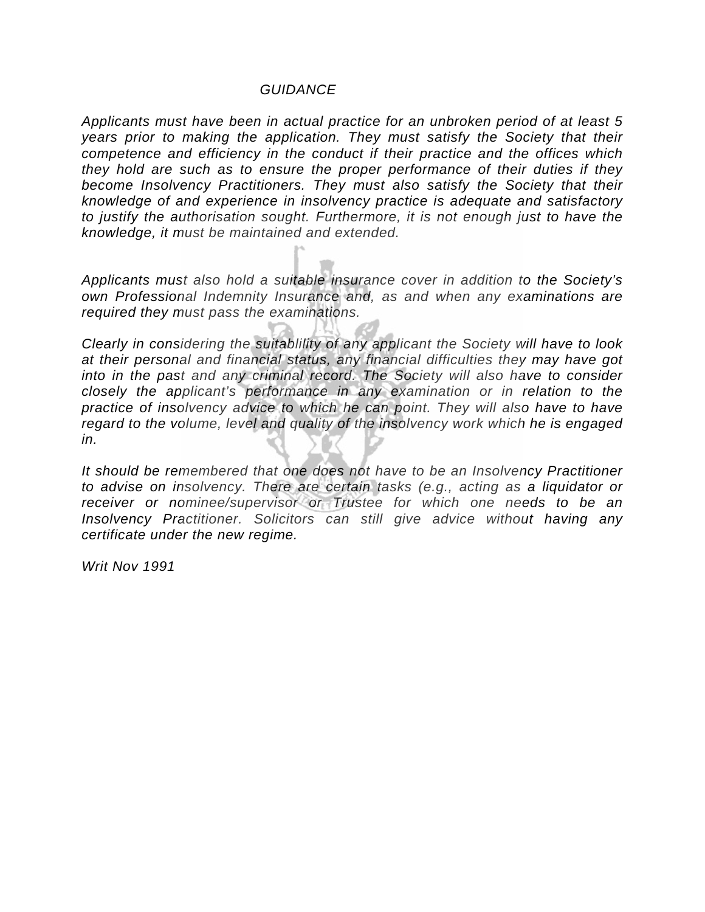*GUIDANCE*

*Applicants must have been in actual practice for an unbroken period of at least 5 years prior to making the application. They must satisfy the Society that their competence and efficiency in the conduct if their practice and the offices which they hold are such as to ensure the proper performance of their duties if they become Insolvency Practitioners. They must also satisfy the Society that their knowledge of and experience in insolvency practice is adequate and satisfactory to justify the authorisation sought. Furthermore, it is not enough just to have the knowledge, it must be maintained and extended.*

*Applicants must also hold a suitable insurance cover in addition to the Society's own Professional Indemnity Insurance and, as and when any examinations are required they must pass the examinations.*

*Clearly in considering the suitablility of any applicant the Society will have to look at their personal and financial status, any financial difficulties they may have got into in the past and any criminal record. The Society will also have to consider closely the applicant's performance in any examination or in relation to the practice of insolvency advice to which he can point. They will also have to have regard to the volume, level and quality of the insolvency work which he is engaged in.*

*It should be remembered that one does not have to be an Insolvency Practitioner to advise on insolvency. There are certain tasks (e.g., acting as a liquidator or receiver or nominee/supervisor or Trustee for which one needs to be an Insolvency Practitioner. Solicitors can still give advice without having any certificate under the new regime.*

*Writ Nov 1991*